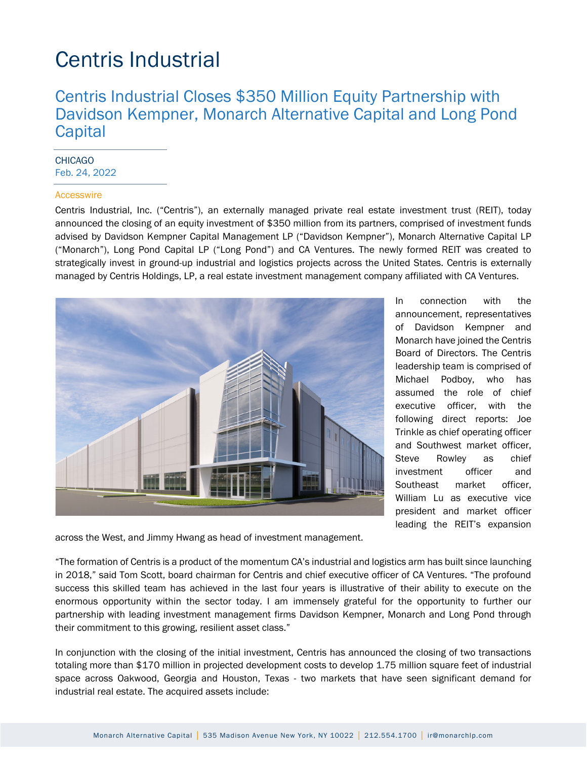# Centris Industrial

## Centris Industrial Closes $350 Million Equity Partnership with Davidson Kempner, Monarch Alternative Capital and Long Pond Capital

CHICAGO
Feb. 24, 2022

Accesswire

Centris Industrial, Inc. ("Centris"), an externally managed private real estate investment trust (REIT), today announced the closing of an equity investment of $350 million from its partners, comprised of investment funds advised by Davidson Kempner Capital Management LP ("Davidson Kempner"), Monarch Alternative Capital LP ("Monarch"), Long Pond Capital LP ("Long Pond") and CA Ventures. The newly formed REIT was created to strategically invest in ground-up industrial and logistics projects across the United States. Centris is externally managed by Centris Holdings, LP, a real estate investment management company affiliated with CA Ventures.

In connection with the announcement, representatives of Davidson Kempner and Monarch have joined the Centris Board of Directors. The Centris leadership team is comprised of Michael Podboy, who has assumed the role of chief executive officer, with the following direct reports: Joe Trinkle as chief operating officer and Southwest market officer, Steve Rowley as chief investment officer and Southeast market officer, William Lu as executive vice president and market officer leading the REIT's expansion across the West, and Jimmy Hwang as head of investment management.

"The formation of Centris is a product of the momentum CA's industrial and logistics arm has built since launching in 2018," said Tom Scott, board chairman for Centris and chief executive officer of CA Ventures. "The profound success this skilled team has achieved in the last four years is illustrative of their ability to execute on the enormous opportunity within the sector today. I am immensely grateful for the opportunity to further our partnership with leading investment management firms Davidson Kempner, Monarch and Long Pond through their commitment to this growing, resilient asset class."

In conjunction with the closing of the initial investment, Centris has announced the closing of two transactions totaling more than $170 million in projected development costs to develop 1.75 million square feet of industrial space across Oakwood, Georgia and Houston, Texas - two markets that have seen significant demand for industrial real estate. The acquired assets include: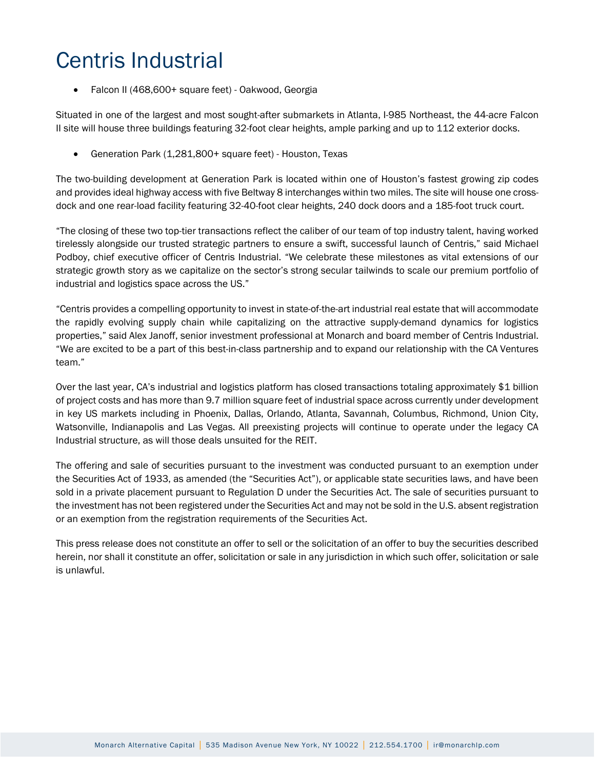# Centris Industrial

- Falcon II (468,600+ square feet) - Oakwood, Georgia

Situated in one of the largest and most sought-after submarkets in Atlanta, I-985 Northeast, the 44-acre Falcon II site will house three buildings featuring 32-foot clear heights, ample parking and up to 112 exterior docks.

- Generation Park (1,281,800+ square feet) - Houston, Texas

The two-building development at Generation Park is located within one of Houston's fastest growing zip codes and provides ideal highway access with five Beltway 8 interchanges within two miles. The site will house one cross-dock and one rear-load facility featuring 32-40-foot clear heights, 240 dock doors and a 185-foot truck court.

"The closing of these two top-tier transactions reflect the caliber of our team of top industry talent, having worked tirelessly alongside our trusted strategic partners to ensure a swift, successful launch of Centris," said Michael Podboy, chief executive officer of Centris Industrial. "We celebrate these milestones as vital extensions of our strategic growth story as we capitalize on the sector's strong secular tailwinds to scale our premium portfolio of industrial and logistics space across the US."

"Centris provides a compelling opportunity to invest in state-of-the-art industrial real estate that will accommodate the rapidly evolving supply chain while capitalizing on the attractive supply-demand dynamics for logistics properties," said Alex Janoff, senior investment professional at Monarch and board member of Centris Industrial. "We are excited to be a part of this best-in-class partnership and to expand our relationship with the CA Ventures team."

Over the last year, CA's industrial and logistics platform has closed transactions totaling approximately $1 billion of project costs and has more than 9.7 million square feet of industrial space across currently under development in key US markets including in Phoenix, Dallas, Orlando, Atlanta, Savannah, Columbus, Richmond, Union City, Watsonville, Indianapolis and Las Vegas. All preexisting projects will continue to operate under the legacy CA Industrial structure, as will those deals unsuited for the REIT.

The offering and sale of securities pursuant to the investment was conducted pursuant to an exemption under the Securities Act of 1933, as amended (the "Securities Act"), or applicable state securities laws, and have been sold in a private placement pursuant to Regulation D under the Securities Act. The sale of securities pursuant to the investment has not been registered under the Securities Act and may not be sold in the U.S. absent registration or an exemption from the registration requirements of the Securities Act.

This press release does not constitute an offer to sell or the solicitation of an offer to buy the securities described herein, nor shall it constitute an offer, solicitation or sale in any jurisdiction in which such offer, solicitation or sale is unlawful.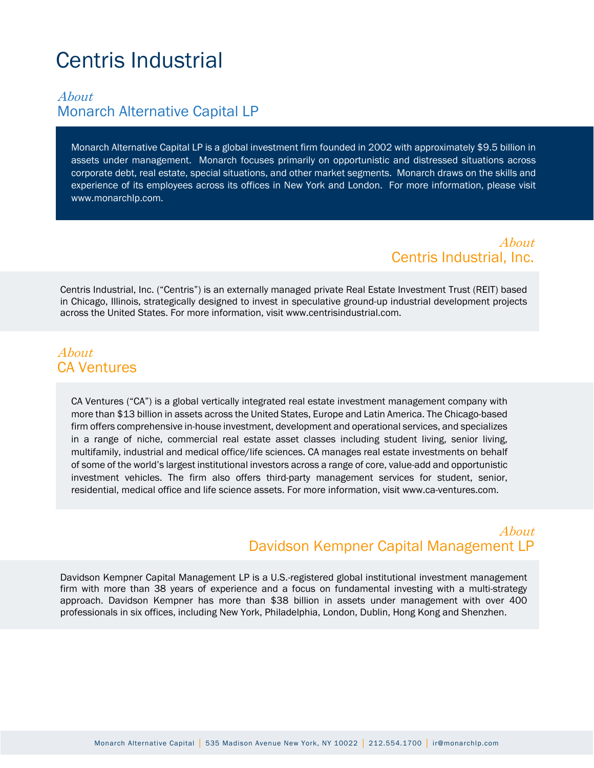# Centris Industrial

## *About* Monarch Alternative Capital LP

Monarch Alternative Capital LP is a global investment firm founded in 2002 with approximately $9.5 billion in assets under management. Monarch focuses primarily on opportunistic and distressed situations across corporate debt, real estate, special situations, and other market segments. Monarch draws on the skills and experience of its employees across its offices in New York and London. For more information, please visit www.monarchlp.com.

## *About* Centris Industrial, Inc.

Centris Industrial, Inc. ("Centris") is an externally managed private Real Estate Investment Trust (REIT) based in Chicago, Illinois, strategically designed to invest in speculative ground-up industrial development projects across the United States. For more information, visit www.centrisindustrial.com.

## *About* CA Ventures

CA Ventures ("CA") is a global vertically integrated real estate investment management company with more than $13 billion in assets across the United States, Europe and Latin America. The Chicago-based firm offers comprehensive in-house investment, development and operational services, and specializes in a range of niche, commercial real estate asset classes including student living, senior living, multifamily, industrial and medical office/life sciences. CA manages real estate investments on behalf of some of the world's largest institutional investors across a range of core, value-add and opportunistic investment vehicles. The firm also offers third-party management services for student, senior, residential, medical office and life science assets. For more information, visit www.ca-ventures.com.

## *About* Davidson Kempner Capital Management LP

Davidson Kempner Capital Management LP is a U.S.-registered global institutional investment management firm with more than 38 years of experience and a focus on fundamental investing with a multi-strategy approach. Davidson Kempner has more than $38 billion in assets under management with over 400 professionals in six offices, including New York, Philadelphia, London, Dublin, Hong Kong and Shenzhen.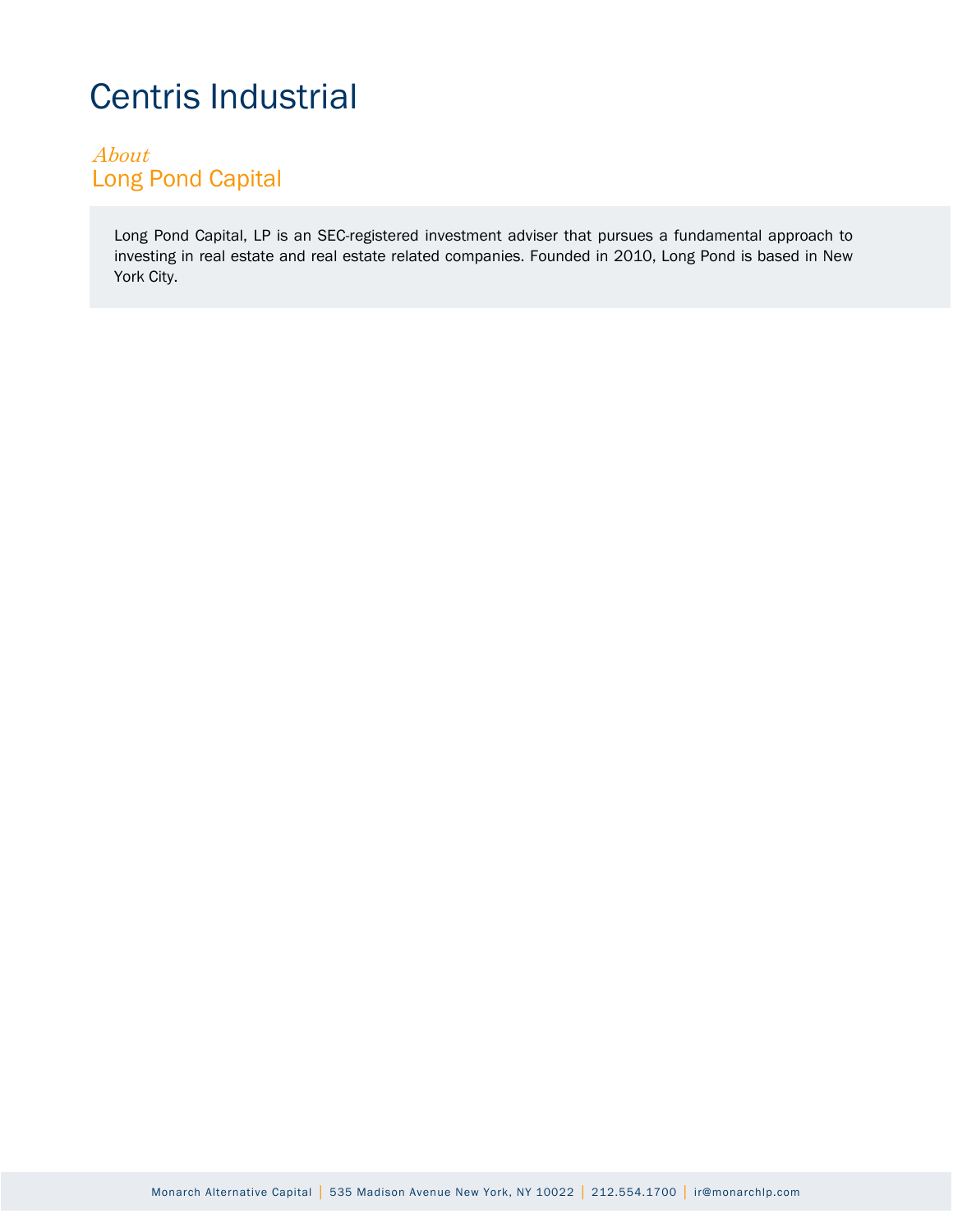# Centris Industrial

## *About*
## Long Pond Capital

Long Pond Capital, LP is an SEC-registered investment adviser that pursues a fundamental approach to investing in real estate and real estate related companies. Founded in 2010, Long Pond is based in New York City.